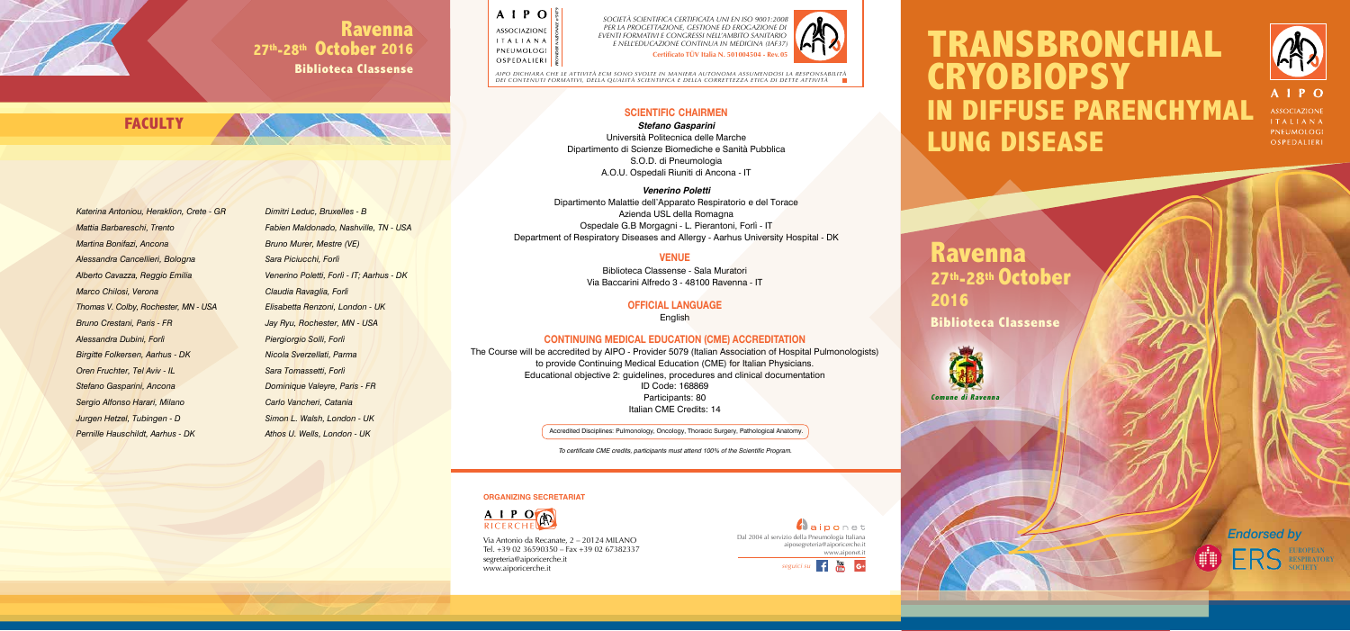# TRANSBRONCHIAL CRYOBIOPSY IN DIFFUSE PARENCHYMAL LUNG DISEASE

AIPO
ASSOCIAZIONE ITALIANA PNEUMOLOGI OSPEDALIERI

## Ravenna
## 27th-28th October 2016
**Biblioteca Classense**

Comune di Ravenna

*Endorsed by*
ERS EUROPEAN RESPIRATORY SOCIETY

---

## Ravenna
## 27th-28th October 2016
**Biblioteca Classense**

## FACULTY

*Katerina Antoniou, Heraklion, Crete - GR*
*Mattia Barbareschi, Trento*
*Martina Bonifazi, Ancona*
*Alessandra Cancellieri, Bologna*
*Alberto Cavazza, Reggio Emilia*
*Marco Chilosi, Verona*
*Thomas V. Colby, Rochester, MN - USA*
*Bruno Crestani, Paris - FR*
*Alessandra Dubini, Forlì*
*Birgitte Folkersen, Aarhus - DK*
*Oren Fruchter, Tel Aviv - IL*
*Stefano Gasparini, Ancona*
*Sergio Alfonso Harari, Milano*
*Jurgen Hetzel, Tubingen - D*
*Pernille Hauschildt, Aarhus - DK*
*Dimitri Leduc, Bruxelles - B*
*Fabien Maldonado, Nashville, TN - USA*
*Bruno Murer, Mestre (VE)*
*Sara Piciucchi, Forlì*
*Venerino Poletti, Forlì - IT; Aarhus - DK*
*Claudia Ravaglia, Forlì*
*Elisabetta Renzoni, London - UK*
*Jay Ryu, Rochester, MN - USA*
*Piergiorgio Solli, Forlì*
*Nicola Sverzellati, Parma*
*Sara Tomassetti, Forlì*
*Dominique Valeyre, Paris - FR*
*Carlo Vancheri, Catania*
*Simon L. Walsh, London - UK*
*Athos U. Wells, London - UK*

---

AIPO ASSOCIAZIONE ITALIANA PNEUMOLOGI OSPEDALIERI — PROVIDER NAZIONALE n°5079

*SOCIETÀ SCIENTIFICA CERTIFICATA UNI EN ISO 9001:2008 PER LA PROGETTAZIONE, GESTIONE ED EROGAZIONE DI EVENTI FORMATIVI E CONGRESSI NELL'AMBITO SANITARIO E NELL'EDUCAZIONE CONTINUA IN MEDICINA (IAF37)*
**Certificato TÜV Italia N. 501004504 - Rev.05**

*AIPO DICHIARA CHE LE ATTIVITÀ ECM SONO SVOLTE IN MANIERA AUTONOMA ASSUMENDOSI LA RESPONSABILITÀ DEI CONTENUTI FORMATIVI, DELLA QUALITÀ SCIENTIFICA E DELLA CORRETTEZZA ETICA DI DETTE ATTIVITÀ*

### SCIENTIFIC CHAIRMEN

***Stefano Gasparini***
Università Politecnica delle Marche
Dipartimento di Scienze Biomediche e Sanità Pubblica
S.O.D. di Pneumologia
A.O.U. Ospedali Riuniti di Ancona - IT

***Venerino Poletti***
Dipartimento Malattie dell'Apparato Respiratorio e del Torace
Azienda USL della Romagna
Ospedale G.B Morgagni - L. Pierantoni, Forlì - IT
Department of Respiratory Diseases and Allergy - Aarhus University Hospital - DK

### VENUE

Biblioteca Classense - Sala Muratori
Via Baccarini Alfredo 3 - 48100 Ravenna - IT

### OFFICIAL LANGUAGE

English

### CONTINUING MEDICAL EDUCATION (CME) ACCREDITATION

The Course will be accredited by AIPO - Provider 5079 (Italian Association of Hospital Pulmonologists) to provide Continuing Medical Education (CME) for Italian Physicians.
Educational objective 2: guidelines, procedures and clinical documentation
ID Code: 168869
Participants: 80
Italian CME Credits: 14

Accredited Disciplines: Pulmonology, Oncology, Thoracic Surgery, Pathological Anatomy.

*To certificate CME credits, participants must attend 100% of the Scientific Program.*

### ORGANIZING SECRETARIAT

AIPO RICERCHE
Via Antonio da Recanate, 2 – 20124 MILANO
Tel. +39 02 36590350 – Fax +39 02 67382337
segreteria@aiporicerche.it
www.aiporicerche.it

aiponet
Dal 2004 al servizio della Pneumologia Italiana
aiposegreteria@aiporicerche.it
www.aiponet.it
seguici su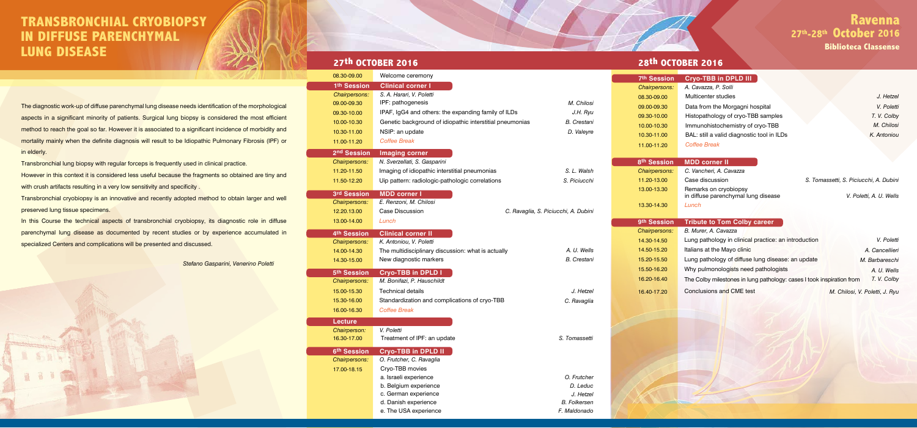# TRANSBRONCHIAL CRYOBIOPSY IN DIFFUSE PARENCHYMAL LUNG DISEASE

The diagnostic work-up of diffuse parenchymal lung disease needs identification of the morphological aspects in a significant minority of patients. Surgical lung biopsy is considered the most efficient method to reach the goal so far. However it is associated to a significant incidence of morbidity and mortality mainly when the definite diagnosis will result to be Idiopathic Pulmonary Fibrosis (IPF) or in elderly.

Transbronchial lung biopsy with regular forceps is frequently used in clinical practice.

However in this context it is considered less useful because the fragments so obtained are tiny and with crush artifacts resulting in a very low sensitivity and specificity .

Transbronchial cryobiopsy is an innovative and recently adopted method to obtain larger and well preserved lung tissue specimens.

In this Course the technical aspects of transbronchial cryobiopsy, its diagnostic role in diffuse parenchymal lung disease as documented by recent studies or by experience accumulated in specialized Centers and complications will be presented and discussed.

*Stefano Gasparini, Venerino Poletti*

## Ravenna 27th-28th October 2016

**Biblioteca Classense**

## 27th OCTOBER 2016

| | | |
|---|---|---|
| 08.30-09.00 | Welcome ceremony | |
| **1th Session** | **Clinical corner I** | |
| *Chairpersons:* | *S. A. Harari, V. Poletti* | |
| 09.00-09.30 | IPF: pathogenesis | *M. Chilosi* |
| 09.30-10.00 | IPAF, IgG4 and others: the expanding family of ILDs | *J.H. Ryu* |
| 10.00-10.30 | Genetic background of idiopathic interstitial pneumonias | *B. Crestani* |
| 10.30-11.00 | NSIP: an update | *D. Valeyre* |
| 11.00-11.20 | *Coffee Break* | |
| **2nd Session** | **Imaging corner** | |
| *Chairpersons:* | *N. Sverzellati, S. Gasparini* | |
| 11.20-11.50 | Imaging of idiopathic interstitial pneumonias | *S. L. Walsh* |
| 11.50-12.20 | Uip pattern: radiologic-pathologic correlations | *S. Piciucchi* |
| **3rd Session** | **MDD corner I** | |
| *Chairpersons:* | *E. Renzoni, M. Chilosi* | |
| 12.20.13.00 | Case Discussion | *C. Ravaglia, S. Piciucchi, A. Dubini* |
| 13.00-14.00 | *Lunch* | |
| **4th Session** | **Clinical corner II** | |
| *Chairpersons:* | *K. Antoniou, V. Poletti* | |
| 14.00-14.30 | The multidisciplinary discussion: what is actually | *A. U. Wells* |
| 14.30-15.00 | New diagnostic markers | *B. Crestani* |
| **5th Session** | **Cryo-TBB in DPLD I** | |
| *Chairpersons:* | *M. Bonifazi, P. Hauschildt* | |
| 15.00-15.30 | Technical details | *J. Hetzel* |
| 15.30-16.00 | Standardization and complications of cryo-TBB | *C. Ravaglia* |
| 16.00-16.30 | *Coffee Break* | |
| **Lecture** | | |
| *Chairperson:* | *V. Poletti* | |
| 16.30-17.00 | Treatment of IPF: an update | *S. Tomassetti* |
| **6th Session** | **Cryo-TBB in DPLD II** | |
| *Chairpersons:* | *O. Frutcher, C. Ravaglia* | |
| 17.00-18.15 | Cryo-TBB movies | |
| | a. Israeli experience | *O. Frutcher* |
| | b. Belgium experience | *D. Leduc* |
| | c. German experience | *J. Hetzel* |
| | d. Danish experience | *B. Folkersen* |
| | e. The USA experience | *F. Maldonado* |

## 28th OCTOBER 2016

| | | |
|---|---|---|
| **7th Session** | **Cryo-TBB in DPLD III** | |
| *Chairpersons:* | *A. Cavazza, P. Solli* | |
| 08.30-09.00 | Multicenter studies | *J. Hetzel* |
| 09.00-09.30 | Data from the Morgagni hospital | *V. Poletti* |
| 09.30-10.00 | Histopathology of cryo-TBB samples | *T. V. Colby* |
| 10.00-10.30 | Immunohistochemistry of cryo-TBB | *M. Chilosi* |
| 10.30-11.00 | BAL: still a valid diagnostic tool in ILDs | *K. Antoniou* |
| 11.00-11.20 | *Coffee Break* | |
| **8th Session** | **MDD corner II** | |
| *Chairpersons:* | *C. Vancheri, A. Cavazza* | |
| 11.20-13.00 | Case discussion | *S. Tomassetti, S. Piciucchi, A. Dubini* |
| 13.00-13.30 | Remarks on cryobiopsy in diffuse parenchymal lung disease | *V. Poletti, A. U. Wells* |
| 13.30-14.30 | *Lunch* | |
| **9th Session** | **Tribute to Tom Colby career** | |
| *Chairpersons:* | *B. Murer, A. Cavazza* | |
| 14.30-14.50 | Lung pathology in clinical practice: an introduction | *V. Poletti* |
| 14.50-15.20 | Italians at the Mayo clinic | *A. Cancellieri* |
| 15.20-15.50 | Lung pathology of diffuse lung disease: an update | *M. Barbareschi* |
| 15.50-16.20 | Why pulmonologists need pathologists | *A. U. Wells* |
| 16.20-16.40 | The Colby milestones in lung pathology: cases I took inspiration from | *T. V. Colby* |
| 16.40-17.20 | Conclusions and CME test | *M. Chilosi, V. Poletti, J. Ryu* |